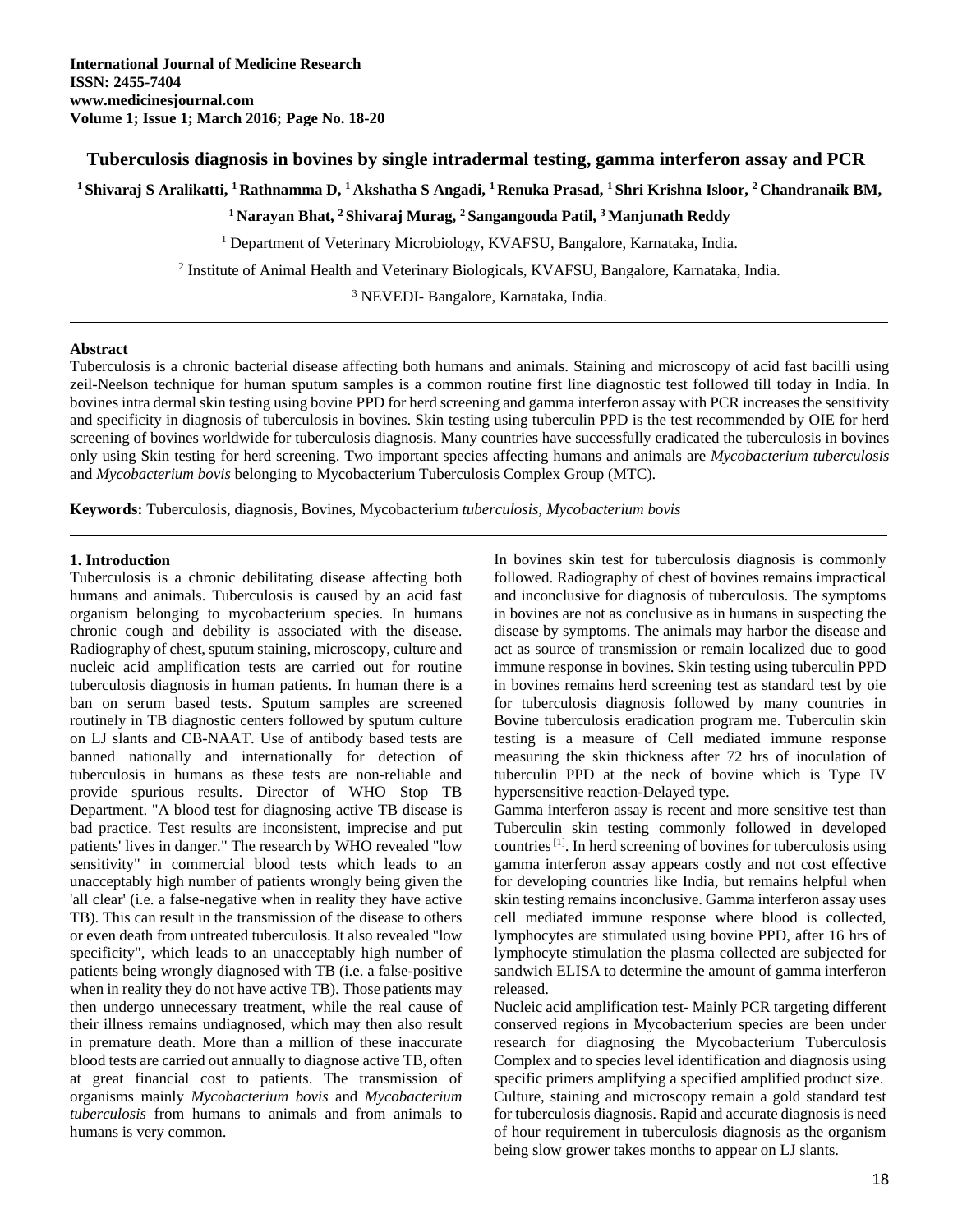# Tuberculosis diagnosis in bovines by single intradermal testing, gamma interferon assay and PCR

[1] Shivaraj S Aralikatti, [1] Rathnamma D, [1] Akshatha S Angadi, [1] Renuka Prasad, [1] Shri Krishna Isloor, [2] Chandranaik BM, [1] Narayan Bhat, [2] Shivaraj Murag, [2] Sangangouda Patil, [3] Manjunath Reddy

[1] Department of Veterinary Microbiology, KVAFSU, Bangalore, Karnataka, India.

[2] Institute of Animal Health and Veterinary Biologicals, KVAFSU, Bangalore, Karnataka, India.

[3] NEVEDI- Bangalore, Karnataka, India.

---

**Abstract**

Tuberculosis is a chronic bacterial disease affecting both humans and animals. Staining and microscopy of acid fast bacilli using zeil-Neelson technique for human sputum samples is a common routine first line diagnostic test followed till today in India. In bovines intra dermal skin testing using bovine PPD for herd screening and gamma interferon assay with PCR increases the sensitivity and specificity in diagnosis of tuberculosis in bovines. Skin testing using tuberculin PPD is the test recommended by OIE for herd screening of bovines worldwide for tuberculosis diagnosis. Many countries have successfully eradicated the tuberculosis in bovines only using Skin testing for herd screening. Two important species affecting humans and animals are *Mycobacterium tuberculosis* and *Mycobacterium bovis* belonging to Mycobacterium Tuberculosis Complex Group (MTC).

**Keywords:** Tuberculosis, diagnosis, Bovines, Mycobacterium *tuberculosis*, *Mycobacterium bovis*

---

## 1. Introduction

Tuberculosis is a chronic debilitating disease affecting both humans and animals. Tuberculosis is caused by an acid fast organism belonging to mycobacterium species. In humans chronic cough and debility is associated with the disease. Radiography of chest, sputum staining, microscopy, culture and nucleic acid amplification tests are carried out for routine tuberculosis diagnosis in human patients. In human there is a ban on serum based tests. Sputum samples are screened routinely in TB diagnostic centers followed by sputum culture on LJ slants and CB-NAAT. Use of antibody based tests are banned nationally and internationally for detection of tuberculosis in humans as these tests are non-reliable and provide spurious results. Director of WHO Stop TB Department. "A blood test for diagnosing active TB disease is bad practice. Test results are inconsistent, imprecise and put patients' lives in danger." The research by WHO revealed "low sensitivity" in commercial blood tests which leads to an unacceptably high number of patients wrongly being given the 'all clear' (i.e. a false-negative when in reality they have active TB). This can result in the transmission of the disease to others or even death from untreated tuberculosis. It also revealed "low specificity", which leads to an unacceptably high number of patients being wrongly diagnosed with TB (i.e. a false-positive when in reality they do not have active TB). Those patients may then undergo unnecessary treatment, while the real cause of their illness remains undiagnosed, which may then also result in premature death. More than a million of these inaccurate blood tests are carried out annually to diagnose active TB, often at great financial cost to patients. The transmission of organisms mainly *Mycobacterium bovis* and *Mycobacterium tuberculosis* from humans to animals and from animals to humans is very common.

In bovines skin test for tuberculosis diagnosis is commonly followed. Radiography of chest of bovines remains impractical and inconclusive for diagnosis of tuberculosis. The symptoms in bovines are not as conclusive as in humans in suspecting the disease by symptoms. The animals may harbor the disease and act as source of transmission or remain localized due to good immune response in bovines. Skin testing using tuberculin PPD in bovines remains herd screening test as standard test by oie for tuberculosis diagnosis followed by many countries in Bovine tuberculosis eradication program me. Tuberculin skin testing is a measure of Cell mediated immune response measuring the skin thickness after 72 hrs of inoculation of tuberculin PPD at the neck of bovine which is Type IV hypersensitive reaction-Delayed type.

Gamma interferon assay is recent and more sensitive test than Tuberculin skin testing commonly followed in developed countries [1]. In herd screening of bovines for tuberculosis using gamma interferon assay appears costly and not cost effective for developing countries like India, but remains helpful when skin testing remains inconclusive. Gamma interferon assay uses cell mediated immune response where blood is collected, lymphocytes are stimulated using bovine PPD, after 16 hrs of lymphocyte stimulation the plasma collected are subjected for sandwich ELISA to determine the amount of gamma interferon released.

Nucleic acid amplification test- Mainly PCR targeting different conserved regions in Mycobacterium species are been under research for diagnosing the Mycobacterium Tuberculosis Complex and to species level identification and diagnosis using specific primers amplifying a specified amplified product size.

Culture, staining and microscopy remain a gold standard test for tuberculosis diagnosis. Rapid and accurate diagnosis is need of hour requirement in tuberculosis diagnosis as the organism being slow grower takes months to appear on LJ slants.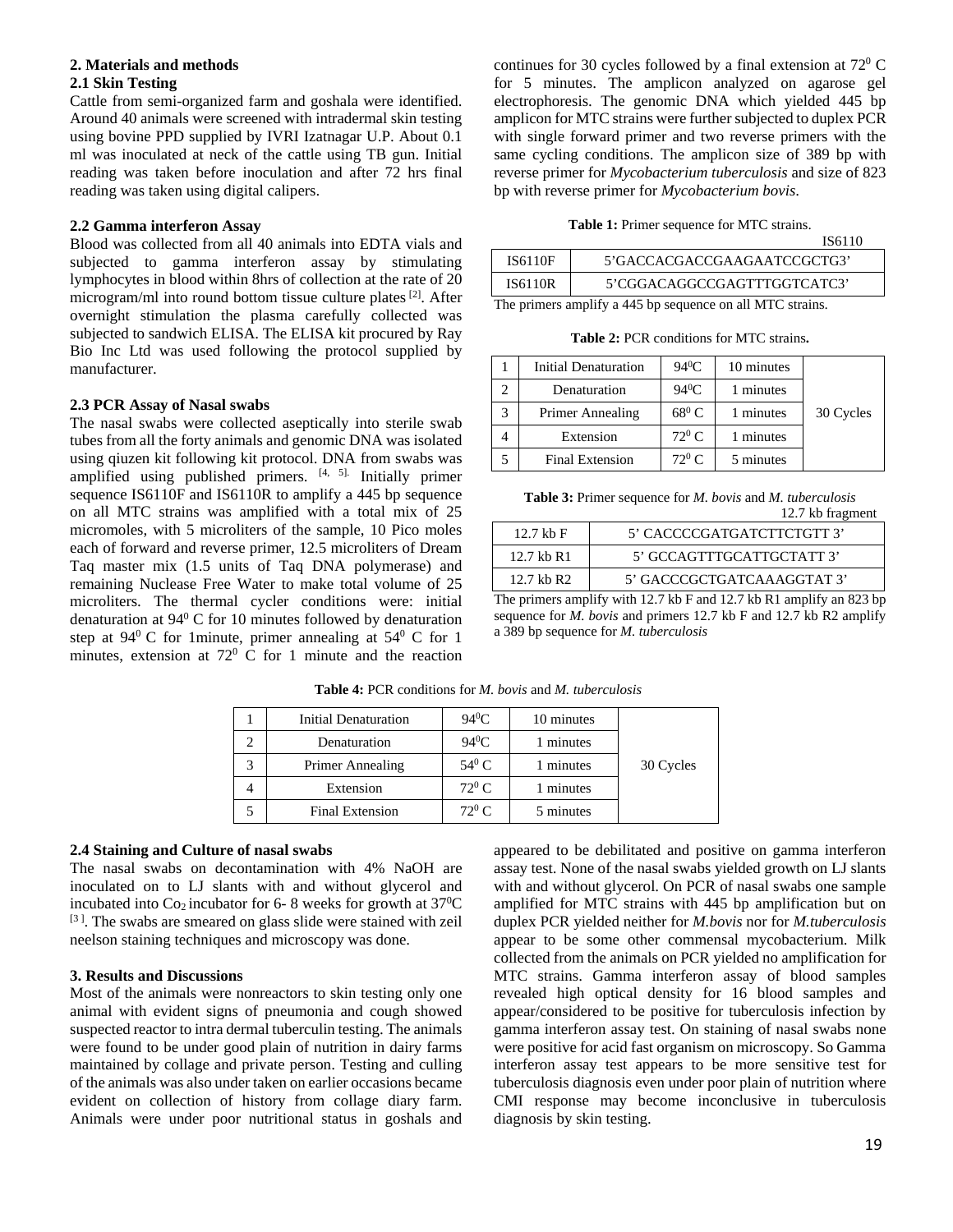## 2. Materials and methods

### 2.1 Skin Testing

Cattle from semi-organized farm and goshala were identified. Around 40 animals were screened with intradermal skin testing using bovine PPD supplied by IVRI Izatnagar U.P. About 0.1 ml was inoculated at neck of the cattle using TB gun. Initial reading was taken before inoculation and after 72 hrs final reading was taken using digital calipers.

### 2.2 Gamma interferon Assay

Blood was collected from all 40 animals into EDTA vials and subjected to gamma interferon assay by stimulating lymphocytes in blood within 8hrs of collection at the rate of 20 microgram/ml into round bottom tissue culture plates [2]. After overnight stimulation the plasma carefully collected was subjected to sandwich ELISA. The ELISA kit procured by Ray Bio Inc Ltd was used following the protocol supplied by manufacturer.

### 2.3 PCR Assay of Nasal swabs

The nasal swabs were collected aseptically into sterile swab tubes from all the forty animals and genomic DNA was isolated using qiuzen kit following kit protocol. DNA from swabs was amplified using published primers. [4, 5]. Initially primer sequence IS6110F and IS6110R to amplify a 445 bp sequence on all MTC strains was amplified with a total mix of 25 micromoles, with 5 microliters of the sample, 10 Pico moles each of forward and reverse primer, 12.5 microliters of Dream Taq master mix (1.5 units of Taq DNA polymerase) and remaining Nuclease Free Water to make total volume of 25 microliters. The thermal cycler conditions were: initial denaturation at 94$^0$ C for 10 minutes followed by denaturation step at 94$^0$ C for 1minute, primer annealing at 54$^0$ C for 1 minutes, extension at 72$^0$ C for 1 minute and the reaction continues for 30 cycles followed by a final extension at 72$^0$ C for 5 minutes. The amplicon analyzed on agarose gel electrophoresis. The genomic DNA which yielded 445 bp amplicon for MTC strains were further subjected to duplex PCR with single forward primer and two reverse primers with the same cycling conditions. The amplicon size of 389 bp with reverse primer for *Mycobacterium tuberculosis* and size of 823 bp with reverse primer for *Mycobacterium bovis*.

**Table 1:** Primer sequence for MTC strains.

| IS6110 | |
|---|---|
| IS6110F | 5'GACCACGACCGAAGAATCCGCTG3' |
| IS6110R | 5'CGGACAGGCCGAGTTTGGTCATC3' |

The primers amplify a 445 bp sequence on all MTC strains.

**Table 2:** PCR conditions for MTC strains**.**

| | | | | |
|---|---|---|---|---|
| 1 | Initial Denaturation | 94$^0$C | 10 minutes | 30 Cycles |
| 2 | Denaturation | 94$^0$C | 1 minutes | |
| 3 | Primer Annealing | 68$^0$ C | 1 minutes | |
| 4 | Extension | 72$^0$ C | 1 minutes | |
| 5 | Final Extension | 72$^0$ C | 5 minutes | |

**Table 3:** Primer sequence for *M. bovis* and *M. tuberculosis*

| 12.7 kb fragment | |
|---|---|
| 12.7 kb F | 5' CACCCCGATGATCTTCTGTT 3' |
| 12.7 kb R1 | 5' GCCAGTTTGCATTGCTATT 3' |
| 12.7 kb R2 | 5' GACCCGCTGATCAAAGGTAT 3' |

The primers amplify with 12.7 kb F and 12.7 kb R1 amplify an 823 bp sequence for *M. bovis* and primers 12.7 kb F and 12.7 kb R2 amplify a 389 bp sequence for *M. tuberculosis*

**Table 4:** PCR conditions for *M. bovis* and *M. tuberculosis*

| | | | | |
|---|---|---|---|---|
| 1 | Initial Denaturation | 94$^0$C | 10 minutes | 30 Cycles |
| 2 | Denaturation | 94$^0$C | 1 minutes | |
| 3 | Primer Annealing | 54$^0$ C | 1 minutes | |
| 4 | Extension | 72$^0$ C | 1 minutes | |
| 5 | Final Extension | 72$^0$ C | 5 minutes | |

### 2.4 Staining and Culture of nasal swabs

The nasal swabs on decontamination with 4% NaOH are inoculated on to LJ slants with and without glycerol and incubated into $Co_2$ incubator for 6- 8 weeks for growth at 37$^0$C [3]. The swabs are smeared on glass slide were stained with zeil neelson staining techniques and microscopy was done.

## 3. Results and Discussions

Most of the animals were nonreactors to skin testing only one animal with evident signs of pneumonia and cough showed suspected reactor to intra dermal tuberculin testing. The animals were found to be under good plain of nutrition in dairy farms maintained by collage and private person. Testing and culling of the animals was also under taken on earlier occasions became evident on collection of history from collage diary farm. Animals were under poor nutritional status in goshals and appeared to be debilitated and positive on gamma interferon assay test. None of the nasal swabs yielded growth on LJ slants with and without glycerol. On PCR of nasal swabs one sample amplified for MTC strains with 445 bp amplification but on duplex PCR yielded neither for *M.bovis* nor for *M.tuberculosis* appear to be some other commensal mycobacterium. Milk collected from the animals on PCR yielded no amplification for MTC strains. Gamma interferon assay of blood samples revealed high optical density for 16 blood samples and appear/considered to be positive for tuberculosis infection by gamma interferon assay test. On staining of nasal swabs none were positive for acid fast organism on microscopy. So Gamma interferon assay test appears to be more sensitive test for tuberculosis diagnosis even under poor plain of nutrition where CMI response may become inconclusive in tuberculosis diagnosis by skin testing.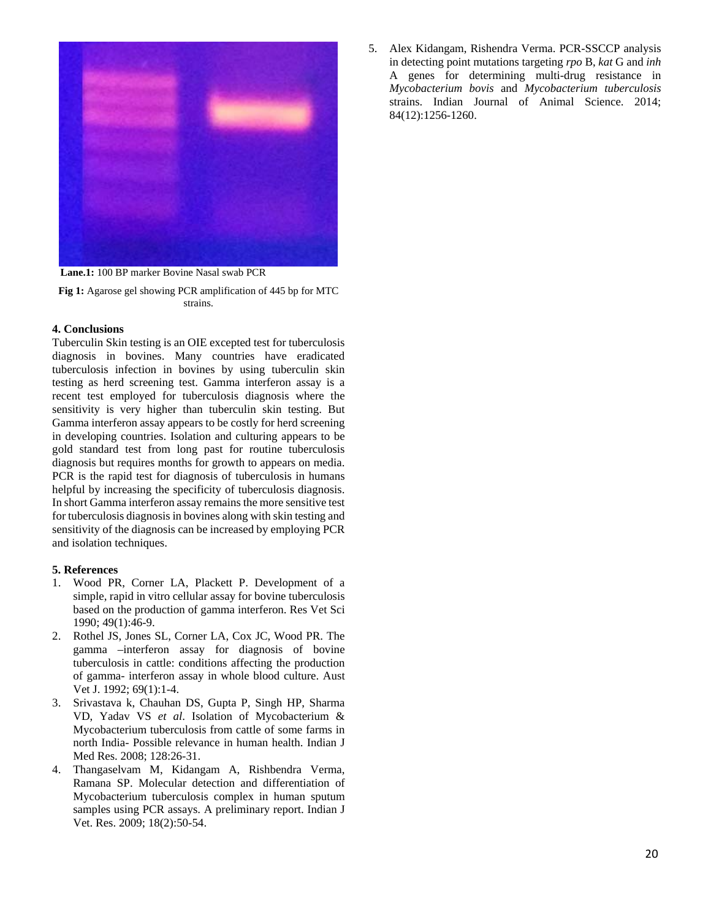**Lane.1:** 100 BP marker Bovine Nasal swab PCR

**Fig 1:** Agarose gel showing PCR amplification of 445 bp for MTC strains.

## 4. Conclusions

Tuberculin Skin testing is an OIE excepted test for tuberculosis diagnosis in bovines. Many countries have eradicated tuberculosis infection in bovines by using tuberculin skin testing as herd screening test. Gamma interferon assay is a recent test employed for tuberculosis diagnosis where the sensitivity is very higher than tuberculin skin testing. But Gamma interferon assay appears to be costly for herd screening in developing countries. Isolation and culturing appears to be gold standard test from long past for routine tuberculosis diagnosis but requires months for growth to appears on media. PCR is the rapid test for diagnosis of tuberculosis in humans helpful by increasing the specificity of tuberculosis diagnosis. In short Gamma interferon assay remains the more sensitive test for tuberculosis diagnosis in bovines along with skin testing and sensitivity of the diagnosis can be increased by employing PCR and isolation techniques.

## 5. References

1. Wood PR, Corner LA, Plackett P. Development of a simple, rapid in vitro cellular assay for bovine tuberculosis based on the production of gamma interferon. Res Vet Sci 1990; 49(1):46-9.
2. Rothel JS, Jones SL, Corner LA, Cox JC, Wood PR. The gamma –interferon assay for diagnosis of bovine tuberculosis in cattle: conditions affecting the production of gamma- interferon assay in whole blood culture. Aust Vet J. 1992; 69(1):1-4.
3. Srivastava k, Chauhan DS, Gupta P, Singh HP, Sharma VD, Yadav VS *et al*. Isolation of Mycobacterium & Mycobacterium tuberculosis from cattle of some farms in north India- Possible relevance in human health. Indian J Med Res. 2008; 128:26-31.
4. Thangaselvam M, Kidangam A, Rishbendra Verma, Ramana SP. Molecular detection and differentiation of Mycobacterium tuberculosis complex in human sputum samples using PCR assays. A preliminary report. Indian J Vet. Res. 2009; 18(2):50-54.
5. Alex Kidangam, Rishendra Verma. PCR-SSCCP analysis in detecting point mutations targeting *rpo* B, *kat* G and *inh* A genes for determining multi-drug resistance in *Mycobacterium bovis* and *Mycobacterium tuberculosis* strains. Indian Journal of Animal Science. 2014; 84(12):1256-1260.